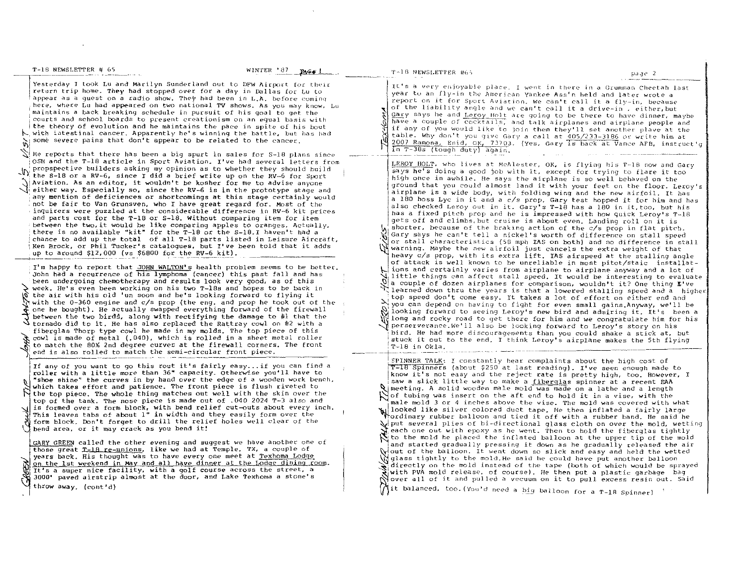Yesterday I took Lu and Marilyn Sunderland out to DFW Airport for their return trip home. They had stopped over for a day in Dallas for Lu to appear as a guest on a radio show. They had been in L.A. before coming here, where Lu had appeared on two national TV shows. As you may know, Lu maintains a back breaking schedule in pursuit of his goal to get the courts and school boards to present creationism on an equal basis with the theory of evolution and he maintains the pace in spite of his bout with intestinal cancer. Apparently he's winning the battle, but has had some severe pains that don't appear to be related to the cancer.

He reports that there has been a big spurt in sales for S-18 plans since OSH and the T-18 article in Sport Aviation. I've had several letters from propspective builders asking my opinion as to whether they should build the S-18 or a RV-6, since I did a brief write up on the RV-6 for Sport Aviation. As an editor, it wouldn't be kosher for me to advise anyone either way. Especially so, since the RV-6 is in the prototype stage and any mention of deficiences or shortcomings at this stage certainly would not be fair to Van Grunsven, who I have great regard for. Most of the inquirers were puzzled at the considerable difference in RV-6 kit prices and parts cost for the T-18 or S-18. Without comparing item for item between the two, it would be like comparing apples to oranges. Actually, there is no available "kit" for the T-18 or the S-18. I haven't had a chance to add up the total of all T-18 parts listed in Leisure Aircraft, Ken Brock, or Phil Tucker's catalogues, but I've been told that it adds up to around $12,000 (vs $6800 for the RV-6 kit).

I'm happy to report that JOHN WALTON's health problem seems to be better. John had a recurrence of his lymphoma (cancer) this past fall and has been undergoing chemotherapy and results look very good, as of this week. He's even been working on his two T-18s and hopes to be back in the air with his old 'un soon and he's looking forward to flying it with the O-360 engine and c/s prop (the eng. and prop he took out of the one he bought). He actually swapped everything forward of the firewall between the two birds, along with rectifying the damage to #1 that the tornado did to it. He has also replaced the Rattray cowl on #2 with a fiberglas Thorp type cowl he made in my molds. The top piece of this cowl is made of metal (.040), which is rolled in a sheet metal roller to match the 80% 2nd degree curves at the firewall corners. The front end is also rolled to match the semi-circular front piece.

If any of you want to go this rout it's fairly easy...if you can find a roller with a little more than 36" capacity. Otherwise you'll have to "shoe shine" the curves in by hand over the edge of a wooden work bench, which takes effort and patience. The front piece is flush riveted to the top piece. The whole thing matches out well with the skin over the top of the tank. The nose piece is made out of .040 2024 T-3 also and is formed over a form block, with bend relief cut-outs about every inch. This leaves tabs of about 1" in width and they easily form over the form block. Don't forget to drill the relief holes well clear of the bend area, or it may crack as you bend it!

GARY GREEN called the other evening and suggest we have another one of those great T-18 re-unions, like we had at Temple, TX, a couple of years back. His thought was to have every one meet at Texhoma Lodge on the 1st weekend in May and all have dinner at the Lodge dining room. It's a super nice facility, with a golf course across the street, a 3000' paved airstrip almost at the door, and Lake Texhoma a stone's throw away. (cont'd)

It's a very enjoyable place. I went in there in a Grumman Cheetah last year to an fly-in the American Yankee Ass'n held and later wrote a report on it for Sport Aviation. We can't call it a fly-in, because of the liability angle and we can't call it a drive-in, either, but Gary says he and Leroy Holt are going to be there to have dinner, maybe have a couple of cocktails, and talk airplanes and airplane people and if any of you would like to join them they'll set another plave at the table. Why don't you give Gary a call at 405/233-3186 or write him at 2007 Ramona, Enid, OK, 73703. (Yes, Gary is back at Vance AFB, instruct'g in T-38s (tough duty) again.

LEROY HOLT, who lives at McAlester, OK, is flying his T-18 now and Gary says he's doing a good job with it, except for trying to flare it too high once in awhile. He says the airplane is so well behaved on the ground that you could almost land it with your feet on the floor. Leroy's airplane is a wide body, with folding wing and the new airfoil. It has a 180 hoss Lyc in it and a c/s prop. Gary test hopped it for him and has also checked Leroy out in it. Gary's T-18 has a 180 in it, too, but his has a fixed pitch prop and he is impressed with how quick Leroy's T-18 gets off and climbs, but cruise is about even. Landing roll on it is shorter, because of the braking action of the c/s prop in flat pitch. Gary says he can't tell a nickel's worth of difference on stall speed or stall characteristics (58 mph IAS on both) and no difference in stall warning. Maybe the new airfoil just cancels the extra weight of that heavy c/s prop, with its extra lift. IAS airspeed at the stalling angle of attack is well known to be unreliable in most pitot/staic installations and certainly varies from airplane to airplane anyway and a lot of little things can affect stall speed. It would be interesting to evaluate a couple of dozen airplanes for comparison, wouldn't it? One thing I've learned down thru the years is that a lowered stalling speed and a higher top speed don't come easy. It takes a lot of effort on either end and you can depend on having to fight for even small gains. Anyway, we'll be looking forward to seeing Leroy's new bird and admiring it. It's been a long and rocky road to get there for him and we congratulate him for his perserverance. We'll also be looking forward to Leroy's story on his bird. He had more discouragements than you could shake a stick at, but stuck it out to the end. I think Leroy's airplane makes the 5th flying T-18 in Okla.

SPINNER TALK: I constantly hear complaints about the high cost of T-18 Spinners (about $250 at last reading). I've seen enough made to know it's not easy and the reject rate is pretty high, too. However, I saw a slick little way to make a fiberglas spinner at a recent EAA meeting. A solid wooden male mold was made on a lathe and a length of tubing was insert on the aft end to hold it in a vise, with the male mold 3 or 4 inches above the vise. The mold was covered with what looked like silver colored duct tape. He then inflated a fairly large ordinary rubber balloon and tied it off with a rubber band. He said he put several plies of bi-directional glass cloth on over the mold, wetting each one out with epoxy as he went. Then to hold the fiberglas tightly to the mold he placed the inflated balloon at the upper tip of the mold and started gradually pressing it down as he gradually released the air out of the balloon. It went down so slick and easy and held the wetted glass tightly to the mold. He said he could have put another balloon directly on the mold instead of the tape (both of which would be sprayed with PVA mold release, of course). He then put a plastic garbage bag over all of it and pulled a vacuum on it to pull excess resin out. Said it balanced, too. (You'd need a big balloon for a T-18 Spinner)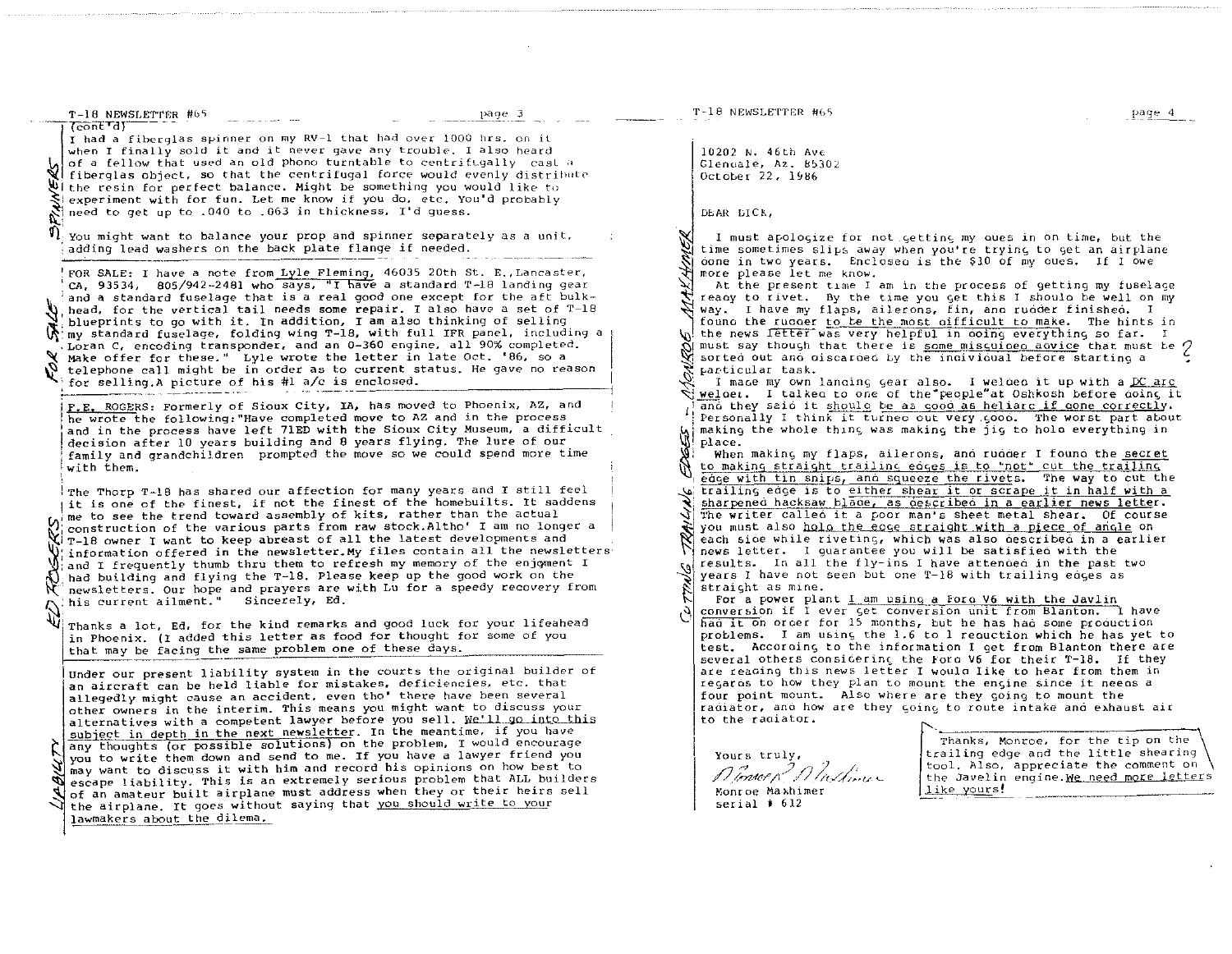(cont'd)

I had a fiberglas spinner on my RV-1 that had over 1000 hrs. on it when I finally sold it and it never gave any trouble. I also heard of a fellow that used an old phono turntable to centrifugally cast a fiberglas object, so that the centrifugal force would evenly distribute the resin for perfect balance. Might be something you would like to experiment with for fun. Let me know if you do, etc. You'd probably need to get up to .040 to .063 in thickness, I'd guess.

You might want to balance your prop and spinner separately as a unit, adding lead washers on the back plate flange if needed.

*SPINNERS*

---

FOR SALE: I have a note from Lyle Fleming, 46035 20th St. E., Lancaster, CA, 93534, 805/942-2481 who says, "I have a standard T-18 landing gear and a standard fuselage that is a real good one except for the aft bulkhead, for the vertical tail needs some repair. I also have a set of T-18 blueprints to go with it. In addition, I am also thinking of selling my standard fuselage, folding wing T-18, with full IFR panel, including a Loran C, encoding transponder, and an O-360 engine, all 90% completed. Make offer for these." Lyle wrote the letter in late Oct. '86, so a telephone call might be in order as to current status. He gave no reason for selling. A picture of his #1 a/c is enclosed.

*FOR SALE*

---

F.E. ROGERS: Formerly of Sioux City, IA, has moved to Phoenix, AZ, and he wrote the following: "Have completed move to AZ and in the process and in the process have left 71ED with the Sioux City Museum, a difficult decision after 10 years building and 8 years flying. The lure of our family and grandchildren prompted the move so we could spend more time with them.

The Thorp T-18 has shared our affection for many years and I still feel it is one of the finest, if not the finest of the homebuilts. It saddens me to see the trend toward assembly of kits, rather than the actual construction of the various parts from raw stock. Altho' I am no longer a T-18 owner I want to keep abreast of all the latest developments and information offered in the newsletter. My files contain all the newsletters and I frequently thumb thru them to refresh my memory of the enjoyment I had building and flying the T-18. Please keep up the good work on the newsletters. Our hope and prayers are with Lu for a speedy recovery from his current ailment." Sincerely, Ed.

Thanks a lot, Ed. for the kind remarks and good luck for your lifeahead in Phoenix. (I added this letter as food for thought for some of you that may be facing the same problem one of these days.

*ED ROGERS*

---

Under our present liability system in the courts the original builder of an aircraft can be held liable for mistakes, deficiencies, etc. that allegedly might cause an accident, even tho' there have been several other owners in the interim. This means you might want to discuss your alternatives with a competent lawyer before you sell. We'll go into this subject in depth in the next newsletter. In the meantime, if you have any thoughts (or possible solutions) on the problem, I would encourage you to write them down and send to me. If you have a lawyer friend you may want to discuss it with him and record his opinions on how best to escape liability. This is an extremely serious problem that ALL builders of an amateur built airplane must address when they or their heirs sell the airplane. It goes without saying that you should write to your lawmakers about the dilema.

*LIABILITY*

---

10202 N. 46th Ave
Glendale, Az. 85302
October 22, 1986

DEAR DICK,

I must apologize for not getting my dues in on time, but the time sometimes slips away when you're trying to get an airplane done in two years. Enclosed is the $10 of my dues. If I owe more please let me know.

At the present time I am in the process of getting my fuselage ready to rivet. By the time you get this I should be well on my way. I have my flaps, ailerons, fin, and rudder finished. I found the rudder to be the most difficult to make. The hints in the news letter was very helpful in doing everything so far. I must say though that there is some misguided advice that must be sorted out and discarded by the individual before starting a particular task. ?

I made my own landing gear also. I welded it up with a DC arc welder. I talked to one of the "people" at Oshkosh before doing it and they said it should be as good as heliarc if done correctly. Personally I think it turned out very good. The worst part about making the whole thing was making the jig to hold everything in place.

When making my flaps, ailerons, and rudder I found the secret to making straight trailing edges is to "not" cut the trailing edge with tin snips, and squeeze the rivets. The way to cut the trailing edge is to either shear it or scrape it in half with a sharpened hacksaw blade, as described in a earlier news letter. The writer called it a poor man's sheet metal shear. Of course you must also hold the edge straight with a piece of angle on each side while riveting, which was also described in a earlier news letter. I guarantee you will be satisfied with the results. In all the fly-ins I have attended in the past two years I have not seen but one T-18 with trailing edges as straight as mine.

For a power plant I am using a Ford V6 with the Javlin conversion if I ever get conversion unit from Blanton. I have had it on order for 15 months, but he has had some production problems. I am using the 1.6 to 1 reduction which he has yet to test. According to the information I get from Blanton there are several others considering the Ford V6 for their T-18. If they are reading this news letter I would like to hear from them in regards to how they plan to mount the engine since it needs a four point mount. Also where are they going to mount the radiator, and how are they going to route intake and exhaust air to the radiator.

Yours truly,

Monroe R. Maxhimer

Monroe Maxhimer
serial # 612

*MONROE MAXHIMER - CUTTING TRAILING EDGES*

Thanks, Monroe, for the tip on the trailing edge and the little shearing tool. Also, appreciate the comment on the Javelin engine. We need more letters like yours!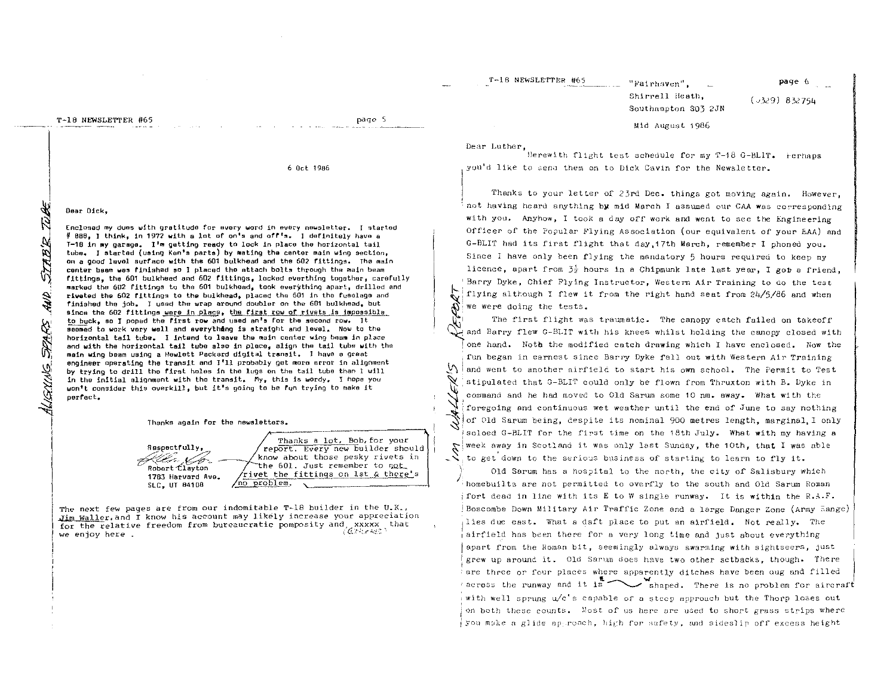*ALIGNING SPARS AND STAB'R TUBE*

6 Oct 1986

Dear Dick,

Enclosed my dues with gratitude for every word in every newsletter. I started # 888, I think, in 1972 with a lot of on's and off's. I definitely have a T-18 in my garage. I'm getting ready to lock in place the horizontal tail tube. I started (using Ken's parts) by mating the center main wing section, on a good level surface with the 601 bulkhead and the 602 fittings. The main center beam was finished so I placed the attach bolts through the main beam fittings, the 601 bulkhead and 602 fittings, locked everthing together, carefully marked the 602 fittings to the 601 bulkhead, took everything apart, drilled and riveted the 602 fittings to the bulkhead, placed the 601 in the fuselage and finished the job. I used the wrap around doubler on the 601 bulkhead, but since the 602 fittings were in place, the first row of rivets is impossible to buck, so I poped the first row and used an's for the second row. It seemed to work very well and everything is straight and level. Now to the horizontal tail tube. I intend to leave the main center wing beam in place and with the horizontal tail tube also in place, align the tail tube with the main wing beam using a Hewlett Packard digital transit. I have a great engineer operating the transit and I'll probably get more error in alignment by trying to drill the first holes in the lugs on the tail tube than I will in the initial alignment with the transit. My, this is wordy. I hope you won't consider this overkill, but it's going to be fun trying to make it perfect.

Thanks again for the newsletters.

Respectfully,

Robert Clayton
1783 Harvard Ave.
SLC, UT 84108

> Thanks a lot, Bob, for your report. Every new builder should know about those pesky rivets in the 601. Just remember to not rivet the fittings on 1st & there's no problem.

The next few pages are from our indomitable T-18 builder in the U.K., Jim Waller, and I know his account may likely increase your appreciation for the relative freedom from bureaucratic pomposity and xxxxx that we enjoy here.

---

*JIM WALLER'S REPORT*

"Fairhaven",
Shirrell Heath,
Southampton SO3 2JN
(0329) 832754

Mid August 1986

Dear Luther,

Herewith flight test schedule for my T-18 G-BLIT. Perhaps you'd like to send them on to Dick Cavin for the Newsletter.

Thanks to your letter of 23rd Dec. things got moving again. However, not having heard anything by mid March I assumed our CAA was corresponding with you. Anyhow, I took a day off work and went to see the Engineering Officer of the Popular Flying Association (our equivalent of your EAA) and G-BLIT had its first flight that day, 17th March, remember I phoned you. Since I have only been flying the mandatory 5 hours required to keep my licence, apart from 3½ hours in a Chipmunk late last year, I got a friend, Barry Dyke, Chief Flying Instructor, Western Air Training to do the test flying although I flew it from the right hand seat from 24/5/86 and when we were doing the tests.

The first flight was traumatic. The canopy catch failed on takeoff and Barry flew G-BLIT with his knees whilst holding the canopy closed with one hand. Note the modified catch drawing which I have enclosed. Now the fun began in earnest since Barry Dyke fell out with Western Air Training and went to another airfield to start his own school. The Permit to Test stipulated that G-BLIT could only be flown from Thruxton with B. Dyke in command and he had moved to Old Sarum some 10 nm. away. What with the foregoing and continuous wet weather until the end of June to say nothing of Old Sarum being, despite its nominal 900 metres length, marginal, I only soloed G-BLIT for the first time on the 18th July. What with my having a week away in Scotland it was only last Sunday, the 10th, that I was able to get down to the serious business of starting to learn to fly it.

Old Sarum has a hospital to the north, the city of Salisbury which homebuilts are not permitted to overfly to the south and Old Sarum Roman fort dead in line with its E to W single runway. It is within the R.A.F. Boscombe Down Military Air Traffic Zone and a large Danger Zone (Army Range) lies due east. What a daft place to put an airfield. Not really. The airfield has been there for a very long time and just about everything apart from the Roman bit, seemingly always swarming with sightseers, just grew up around it. Old Sarum does have two other setbacks, though. There are three or four places where apparently ditches have been dug and filled across the runway and it is E~~W shaped. There is no problem for aircraft with well sprung u/c's capable of a steep approach but the Thorp loses out on both these counts. Most of us here are used to short grass strips where you make a glide approach, high for safety, and sideslip off excess height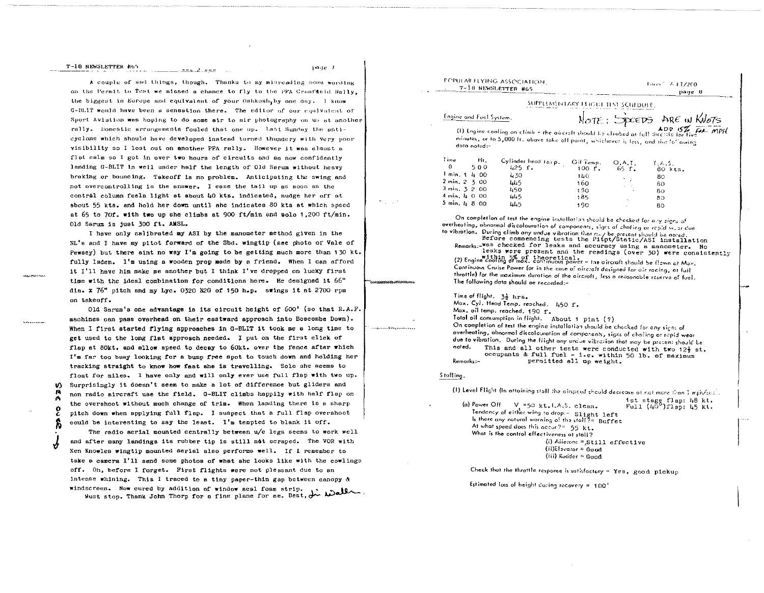A couple of sad things, though. Thanks to my misreading some wording on the Permit to Test we missed a chance to fly to the PFA Cranfield Rally, the biggest in Europe and equivalent of your Oshkosh, by one day. I know G-BLIT would have been a sensation there. The editor of our equivalent of Sport Aviation was hoping to do some air to air photography on us at another rally. Domestic arrangements fouled that one up. Last Sunday the anti-cyclone which should have developed instead turned thundery with very poor visibility so I lost out on another PFA rally. However it was almost a flat calm so I got in over two hours of circuits and am now confidently landing G-BLIT in well under half the length of Old Sarum without heavy braking or bouncing. Takeoff is no problem. Anticipating the swing and not overcontrolling is the answer. I ease the tail up as soon as the contrdl column feels light at about 40 kts. indicated, nudge her off at about 55 kts. and hold her down until she indicates 80 kts at which speed at 65 to 70f. with two up she climbs at 900 ft/min and solo 1,200 ft/min. Old Sarum is just 300 ft. AMSL.

I have only calibrated my ASI by the manometer method given in the NL's and I have my pitot forward of the Sbd. wingtip (see photo of Vale of Pewsey) but there aint no way I'm going to be getting much more than 130 kt. fully laden. I'm using a wooden prop made by a friend. When I can afford it I'll have him make me another but I think I've dropped on lucky first time with the ideal combination for conditions here. He designed it 66" dia. x 76" pitch and my Lyc. O320 E2G of 150 h.p. swings it at 2700 rpm on takeoff.

Old Sarum's one advantage is its circuit height of 600' (so that R.A.F. machines can pass overhead on their eastward approach into Boscombe Down). When I first started flying approaches in G-BLIT it took me a long time to get used to the long flat approach needed. I put on the first click of flap at 80kt. and allow speed to decay to 60kt. over the fence after which I'm far too busy looking for a bump free spot to touch down and holding her tracking straight to know how fast she is travelling. Solo she seems to float for miles. I have only and will only ever use full flap with two up. Surprisingly it doesn't seem to make a lot of difference but gliders and non radio aircraft use the field. G-BLIT climbs happily with half flap on the overshoot without much change of trim. When landing there is a sharp pitch down when applying full flap. I suspect that a full flap overshoot could be interesting to say the least. I'm tempted to blank it off.

The radio aerial mounted centrally between u/c legs seems to work well and after many landings its rubber tip is still not scraped. The VOR with Ken Knowles wingtip mounted aerial also performs well. If I remember to take a camera I'll send some photos of what she looks like with the cowlings off. Oh, before I forget. First flights were not pleasant due to an intense whining. This I traced to a tiny paper-thin gap between canopy & windscreen. Now cured by addition of window seal foam strip.

Must stop. Thank John Thorp for a fine plane for me. Best, Jim Waller

---

POPULAR FLYING ASSOCIATION — Form PA FT/2C0

## SUPPLEMENTARY FLIGHT TEST SCHEDULE

NOTE: SPEEDS ARE IN KNOTS
ADD 15% FOR MPH

### Engine and Fuel System.

(1) Engine cooling on climb – the aircraft should be climbed at full throttle for five minutes, or to 5,000 ft. above take off point, whichever is less, and the following data noted:–

| Time | Ht. | Cylinder head temp. | Oil Temp. | O.A.T. | I.A.S. |
|---|---|---|---|---|---|
| 0 | 500 | 425 f. | 100 f. | 65 f. | 80 kts. |
| 1 min. | 1 4 00 | 430 | 140 | | 80 |
| 2 min. | 2 3 00 | 445 | 160 | | 80 |
| 3 min. | 3 2 00 | 450 | 180 | | 80 |
| 4 min. | 4 0 00 | 445 | 185 | | 80 |
| 5 min. | 4 8 00 | 445 | 190 | | 80 |

On completion of test the engine installation should be checked for any signs of overheating, abnormal discolouration of components, signs of chafing or rapid wear due to vibration. During climb any undue vibration that may be present should be noted.

Remarks:– Before commencing tests the Pitot/Static/ASI installation was checked for leaks and accuracy using a manometer. No leaks were present and the readings (over 30) were consistently within 5% of theoretical.

(2) Engine cooling at max. continuous power – the aircraft should be flown at Max. Continuous Cruise Power (or in the case of aircraft designed for air racing, at full throttle) for the maximum duration of the aircraft, less a reasonable reserve of fuel. The following data should be recorded:–

Time of flight. 3½ hrs.
Max. Cyl. Head Temp. reached. 450 f.
Max. oil temp. reached. 190 f.
Total oil consumption in flight. About 1 pint (?)

On completion of test the engine installation should be checked for any signs of overheating, abnormal discolouration of components, signs of chafing or rapid wear due to vibration. During the flight any undue vibration that may be present should be noted.

Remarks:– This and all other tests were conducted with two 12½ st. occupants & full fuel – i.e. within 50 lb. of maximum permitted all up weight.

### Stalling.

(1) Level Flight (In attaining stall the airspeed should decrease at not more than 1 mph/sec).

(a) Power Off $V_s$ =50 kt. I.A.S. clean. 1st stage flap: 48 kt. Full (40°) flap: 45 kt.

Tendency of either wing to drop:– Slight left
Is there any natural warning of the stall?= Buffet
At what speed does this occur?= 55 kt.
What is the control effectiveness at stall?
(i) Ailerons =,Still effective
(ii) Elevator = Good
(iii) Rudder = Good

Check that the throttle response is satisfactory = Yes, good pickup

Estimated loss of height during recovery = 100'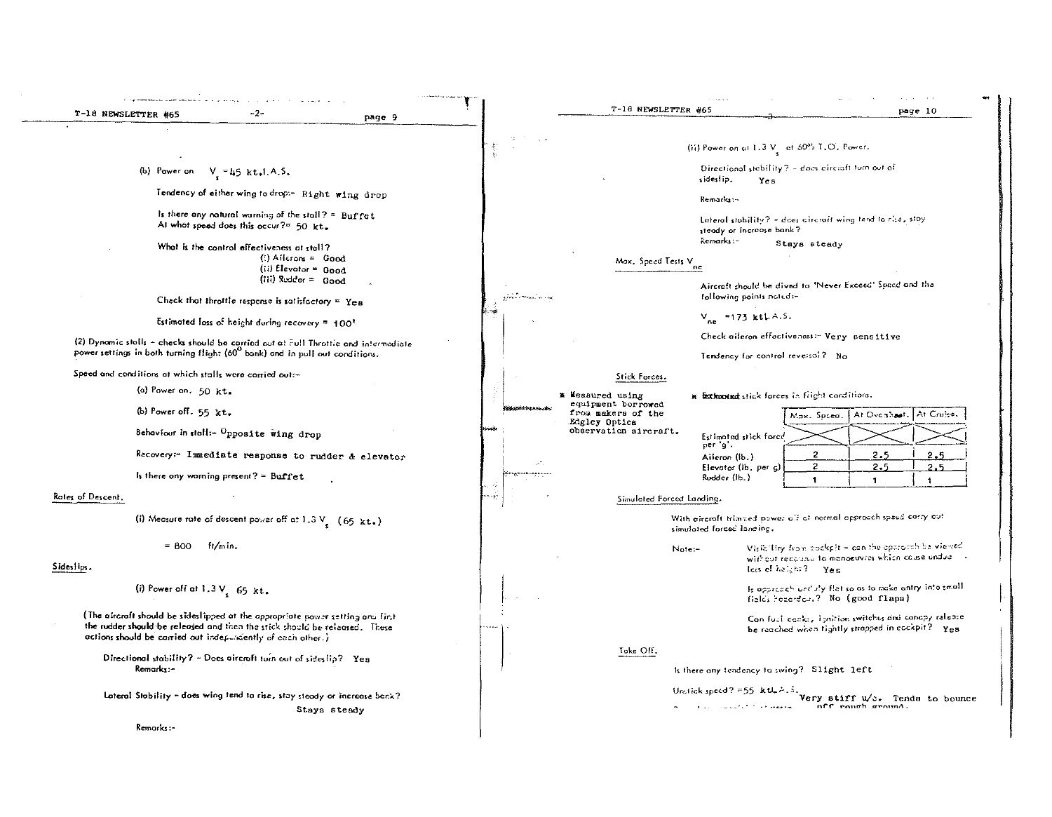(b) Power on $V_s$ =45 kt.I.A.S.

Tendency of either wing to drop:- Right wing drop

Is there any natural warning of the stall? = Buffet
At what speed does this occur?= 50 kt.

What is the control effectiveness at stall?
(i) Ailerons = Good
(ii) Elevator = Good
(iii) Rudder = Good

Check that throttle response is satisfactory = Yes

Estimated loss of height during recovery = 100'

(2) Dynamic stalls - checks should be carried out at Full Throttle and intermediate power settings in both turning flight (60° bank) and in pull out conditions.

Speed and conditions at which stalls were carried out:-

(a) Power on. 50 kt.

(b) Power off. 55 kt.

Behaviour in stall:- Opposite wing drop

Recovery:- Immediate response to rudder & elevator

Is there any warning present? = Buffet

Rates of Descent.

(i) Measure rate of descent power off at 1.3 $V_s$ (65 kt.)

= 800 ft/min.

Sideslips.

(i) Power off at 1.3 $V_s$ 65 kt.

(The aircraft should be sideslipped at the appropriate power setting and first the rudder should be released and then the stick should be released. These actions should be carried out independently of each other.)

Directional stability? - Does aircraft turn out of sideslip? Yes
Remarks:-

Lateral Stability - does wing tend to rise, stay steady or increase bank?
Stays steady

Remarks:-

(ii) Power on at 1.3 $V_s$ at 60% T.O. Power.

Directional stability? - does aircraft turn out of sideslip. Yes

Remarks:-

Lateral stability? - does aircraft wing tend to rise, stay steady or increase bank?
Remarks:- Stays steady

Max. Speed Tests $V_{ne}$

Aircraft should be dived to 'Never Exceed' Speed and the following points noted:-

$V_{ne}$ =173 kt.I.A.S.

Check aileron effectiveness:- Very sensitive

Tendency for control reversal? No

Stick Forces.

\* Measured using equipment borrowed from makers of the Edgley Optica observation aircraft.

\* Estimated stick forces in flight conditions.

| Estimated stick force per 'g'. | Max. Speed. | At Overshoot. | At Cruise. |
|---|---|---|---|
| Aileron (lb.) | 2 | 2.5 | 2.5 |
| Elevator (lb. per g) | 2 | 2.5 | 2.5 |
| Rudder (lb.) | 1 | 1 | 1 |

Simulated Forced Landing.

With aircraft trimmed power off at normal approach speed carry out simulated forced landing.

Note:- Visibility from cockpit - can the approach be viewed without recourse to manoeuvres which cause undue loss of height? Yes

Is approach unduly flat so as to make entry into small fields hazardous? No (good flaps)

Can fuel cocks, ignition switches and canopy release be reached when tightly strapped in cockpit? Yes

Take Off.

Is there any tendency to swing? Slight left

Unstick speed? =55 kt.I.A.S. Very stiff u/c. Tends to bounce off rough ground.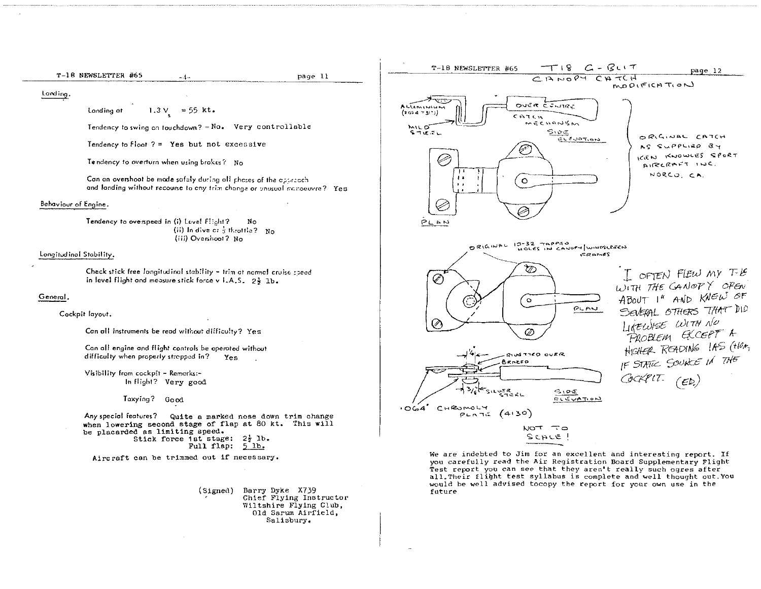## Landing.

Landing at $1.3\ V_s$ = 55 kt.

Tendency to swing on touchdown? = No. Very controllable

Tendency to Float ? = Yes but not excessive

Tendency to overturn when using brakes? No

Can an overshoot be made safely during all phases of the approach and landing without recourse to any trim change or unusual manoeuvre? Yes

## Behaviour of Engine.

Tendency to overspeed in (i) Level Flight? No
(ii) In dive at ½ throttle? No
(iii) Overshoot? No

## Longitudinal Stability.

Check stick free longitudinal stability - trim at normal cruise speed in level flight and measure stick force v I.A.S. 2½ lb.

## General.

Cockpit layout.

Can all instruments be read without difficulty? Yes

Can all engine and flight controls be operated without difficulty when properly strapped in? Yes

Visibility from cockpit - Remarks:-
In flight? Very good

Taxying? Good

Any special features? Quite a marked nose down trim change when lowering second stage of flap at 80 kt. This will be placarded as limiting speed.
Stick force 1st stage: 2½ lb.
Full flap: 5 lb.

Aircraft can be trimmed out if necessary.

(Signed) Barry Dyke X739
Chief Flying Instructor
Wiltshire Flying Club,
Old Sarum Airfield,
Salisbury.

## T18 G-BLIT CANOPY CATCH MODIFICATION

ALUMINIUM (2024 T3(?))

MILD STEEL

OVER CENTRE CATCH MECHANISM

SIDE ELEVATION

PLAN

ORIGINAL CATCH AS SUPPLIED BY KEN KNOWLES SPORT AIRCRAFT INC. NORCO, CA.

ORIGINAL 10-32 TAPPED HOLES IN CANOPY/WINDSCREEN FRAMES

PLAN

¼" RIVETTED OVER BRAZED

3/16" SILVER STEEL

SIDE ELEVATION

.064" CHROMOLY PLATE (4130)

NOT TO SCALE!

"I OFTEN FLEW MY T-18 WITH THE CANOPY OPEN ABOUT 1" AND KNEW OF SEVERAL OTHERS THAT DID LIKEWISE WITH NO PROBLEM EXCEPT A HIGHER READING IAS (10K) IF STATIC SOURCE IN THE COCKPIT. (ED)

We are indebted to Jim for an excellent and interesting report. If you carefully read the Air Registration Board Supplementary Flight Test report you can see that they aren't really such ogres after all.Their flight test syllabus is complete and well thought out.You would be well advised tocopy the report for your own use in the future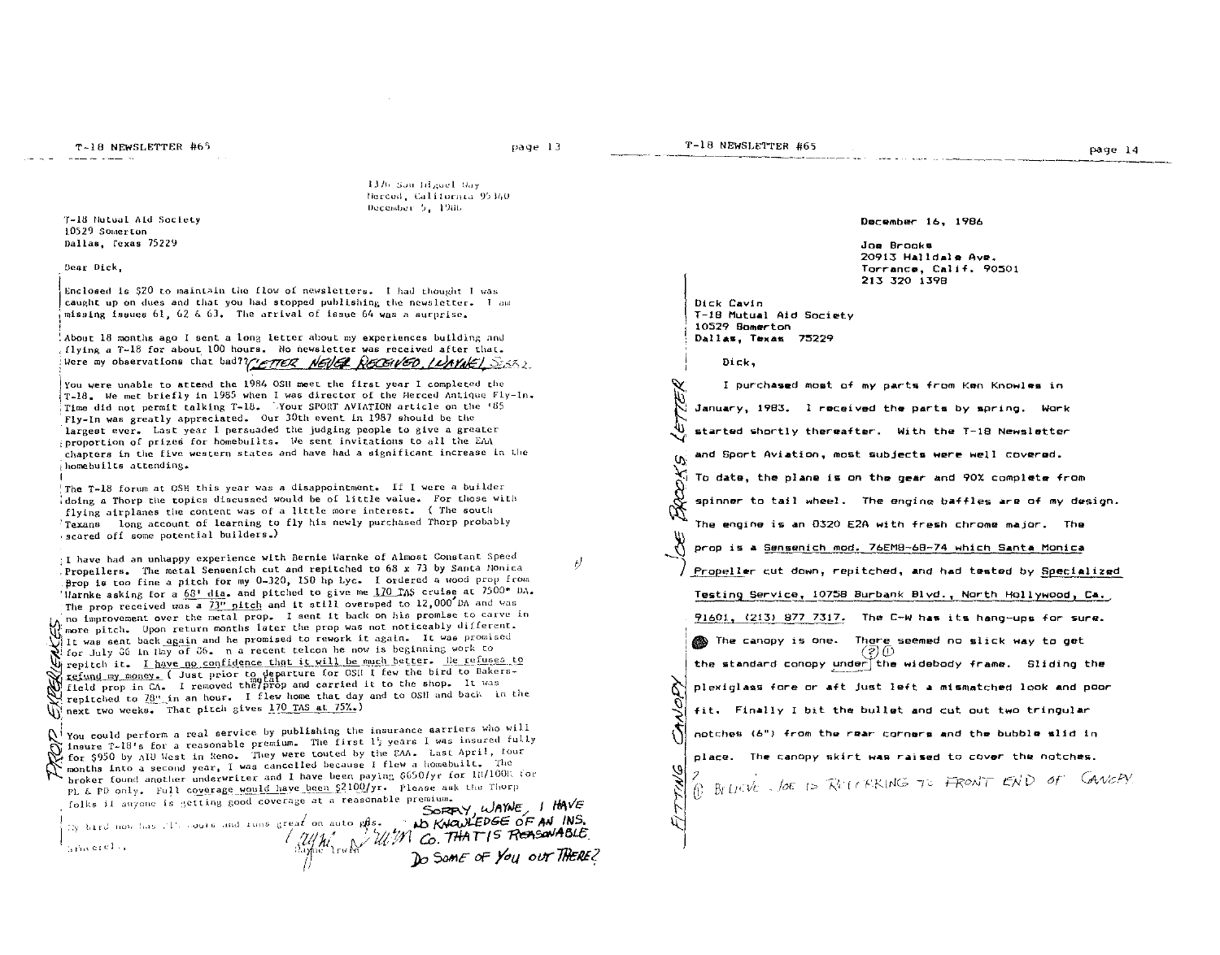1370 San Miguel Way
Merced, California 95340
December 5, 1986

T-18 Mutual Aid Society
10529 Somerton
Dallas, Texas 75229

Dear Dick,

Enclosed is $20 to maintain the flow of newsletters. I had thought I was caught up on dues and that you had stopped publishing the newsletter. I am missing issues 61, 62 & 63. The arrival of issue 64 was a surprise.

About 18 months ago I sent a long letter about my experiences building and flying a T-18 for about 100 hours. No newsletter was received after that. Were my observations that bad?? *(LETTER NEVER RECEIVED. (WAYNE) SORRY.)*

You were unable to attend the 1984 OSH meet the first year I completed the T-18. We met briefly in 1985 when I was director of the Merced Antique Fly-In. Time did not permit talking T-18. Your SPORT AVIATION article on the '85 Fly-In was greatly appreciated. Our 30th event in 1987 should be the largest ever. Last year I persuaded the judging people to give a greater proportion of prizes for homebuilts. We sent invitations to all the EAA chapters in the five western states and have had a significant increase in the homebuilts attending.

The T-18 forum at OSH this year was a disappointment. If I were a builder doing a Thorp the topics discussed would be of little value. For those with flying airplanes the content was of a little more interest. ( The south Texans long account of learning to fly his newly purchased Thorp probably scared off some potential builders.)

*PROP EXPERIENCES*

I have had an unhappy experience with Bernie Warnke of Almost Constant Speed Propellers. The metal Sensenich cut and repitched to 68 x 73 by Santa Monica Prop is too fine a pitch for my O-320, 150 hp Lyc. I ordered a wood prop from Warnke asking for a 68" dia. and pitched to give me 170 TAS cruise at 7500' DA. The prop received was a 73" pitch and it still oversped to 12,000' DA and was no improvement over the metal prop. I sent it back on his promise to carve in more pitch. Upon return months later the prop was not noticeably different. It was sent back again and he promised to rework it again. It was promised for July 86 in May of 86. n a recent telcon he now is beginning work to repitch it. I have no confidence that it will be much better. He refuses to refund my money. ( Just prior to departure for OSH I few the bird to Bakersfield prop in CA. I removed the metal prop and carried it to the shop. It was repitched to 78" in an hour. I flew home that day and to OSH and back in the next two weeks. That pitch gives 170 TAS at 75%.)

You could perform a real service by publishing the insurance carriers who will insure T-18's for a reasonable premium. The first 1½ years I was insured fully for $950 by AIU West in Reno. They were touted by the EAA. Last April, four months into a second year, I was cancelled because I flew a homebuilt. The broker found another underwriter and I have been paying $650/yr for 1M/100K for PL & PD only. Full coverage would have been $2100/yr. Please ask the Thorp folks if anyone is getting good coverage at a reasonable premium.

My bird now has 217 hours and runs great on auto gas.

Sincerely,

Wayne Irwin

*SORRY, WAYNE, I HAVE NO KNOWLEDGE OF AN INS. CO. THAT IS REASONABLE. DO SOME OF YOU OUT THERE?*

---

*JOE BROOKS LETTER*

December 16, 1986

Joe Brooks
20913 Halldale Ave.
Torrance, Calif. 90501
213 320 1398

Dick Cavin
T-18 Mutual Aid Society
10529 Somerton
Dallas, Texas 75229

Dick,

I purchased most of my parts from Ken Knowles in January, 1983. I received the parts by spring. Work started shortly thereafter. With the T-18 Newsletter and Sport Aviation, most subjects were well covered.

To date, the plane is on the gear and 90% complete from spinner to tail wheel. The engine baffles are of my design. The engine is an O320 E2A with fresh chrome major. The prop is a Sensenich mod. 76EM8-68-74 which Santa Monica Propeller cut down, repitched, and had tested by Specialized Testing Service, 10758 Burbank Blvd., North Hollywood, Ca. 91601, (213) 877 7317. The C-W has its hang-ups for sure.

*FITTING CANOPY*

The canopy is one. There seemed no slick way to get the standard canopy under (?)(1) the widebody frame. Sliding the plexiglass fore or aft just left a mismatched look and poor fit. Finally I bit the bullet and cut out two tringular notches (6") from the rear corners and the bubble slid in place. The canopy skirt was raised to cover the notches.

*(?) (1) BELIEVE JOE IS REFERRING TO FRONT END OF CANOPY*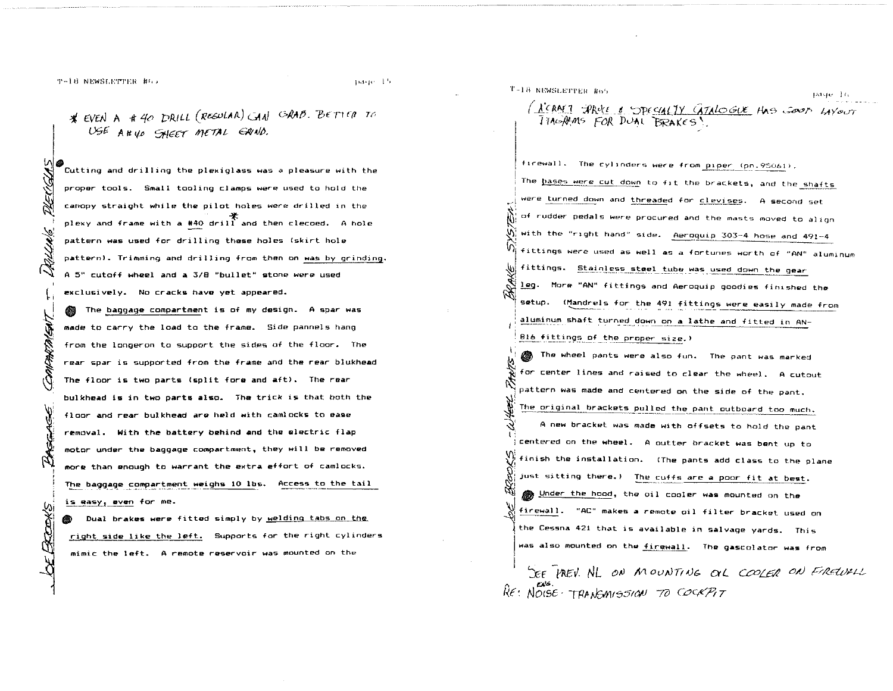\* EVEN A #40 DRILL (REGULAR) CAN GRAB. BETTER TO USE A #40 SHEET METAL GRIND.

*JOE BROOKS — BAGGAGE COMPARTMENT & DRILLING PLEXIGLAS*

Cutting and drilling the plexiglass was a pleasure with the proper tools. Small tooling clamps were used to hold the canopy straight while the pilot holes were drilled in the plexy and frame with a #40 drill\* and then clecoed. A hole pattern was used for drilling these holes (skirt hole pattern). Trimming and drilling from then on was by grinding. A 5" cutoff wheel and a 3/8 "bullet" stone were used exclusively. No cracks have yet appeared.

The baggage compartment is of my design. A spar was made to carry the load to the frame. Side pannels hang from the longeron to support the sides of the floor. The rear spar is supported from the frame and the rear blukhead The floor is two parts (split fore and aft). The rear bulkhead is in two parts also. The trick is that both the floor and rear bulkhead are held with camlocks to ease removal. With the battery behind and the electric flap motor under the baggage compartment, they will be removed more than enough to warrant the extra effort of camlocks. The baggage compartment weighs 10 lbs. Access to the tail is easy, even for me.

Dual brakes were fitted simply by welding tabs on the right side like the left. Supports for the right cylinders mimic the left. A remote reservoir was mounted on the

(AIRCRAFT SPRUCE & SPECIALTY CATALOGUE HAS GOOD LAYOUT DIAGRAMS FOR DUAL BRAKES.)

*JOE BROOKS — WHEEL PANTS — BRAKE SYSTEM*

firewall. The cylinders were from piper (pn.95061). The bases were cut down to fit the brackets, and the shafts were turned down and threaded for clevises. A second set of rudder pedals were procured and the masts moved to align with the "right hand" side. Aeroquip 303-4 hose and 491-4 fittings were used as well as a fortunes worth of "AN" aluminum fittings. Stainless steel tube was used down the gear leg. More "AN" fittings and Aeroquip goodies finished the setup. (Mandrels for the 491 fittings were easily made from aluminum shaft turned down on a lathe and fitted in AN-816 fittings of the proper size.)

The wheel pants were also fun. The pant was marked for center lines and raised to clear the wheel. A cutout pattern was made and centered on the side of the pant. The original brackets pulled the pant outboard too much. A new bracket was made with offsets to hold the pant centered on the wheel. A outter bracket was bent up to finish the installation. (The pants add class to the plane just sitting there.) The cuffs are a poor fit at best.

Under the hood, the oil cooler was mounted on the firewall. "AC" makes a remote oil filter bracket used on the Cessna 421 that is available in salvage yards. This was also mounted on the firewall. The gascolator was from

SEE PREV. NL ON MOUNTING OIL COOLER ON FIREWALL RE: ENG. NOISE TRANSMISSION TO COCKPIT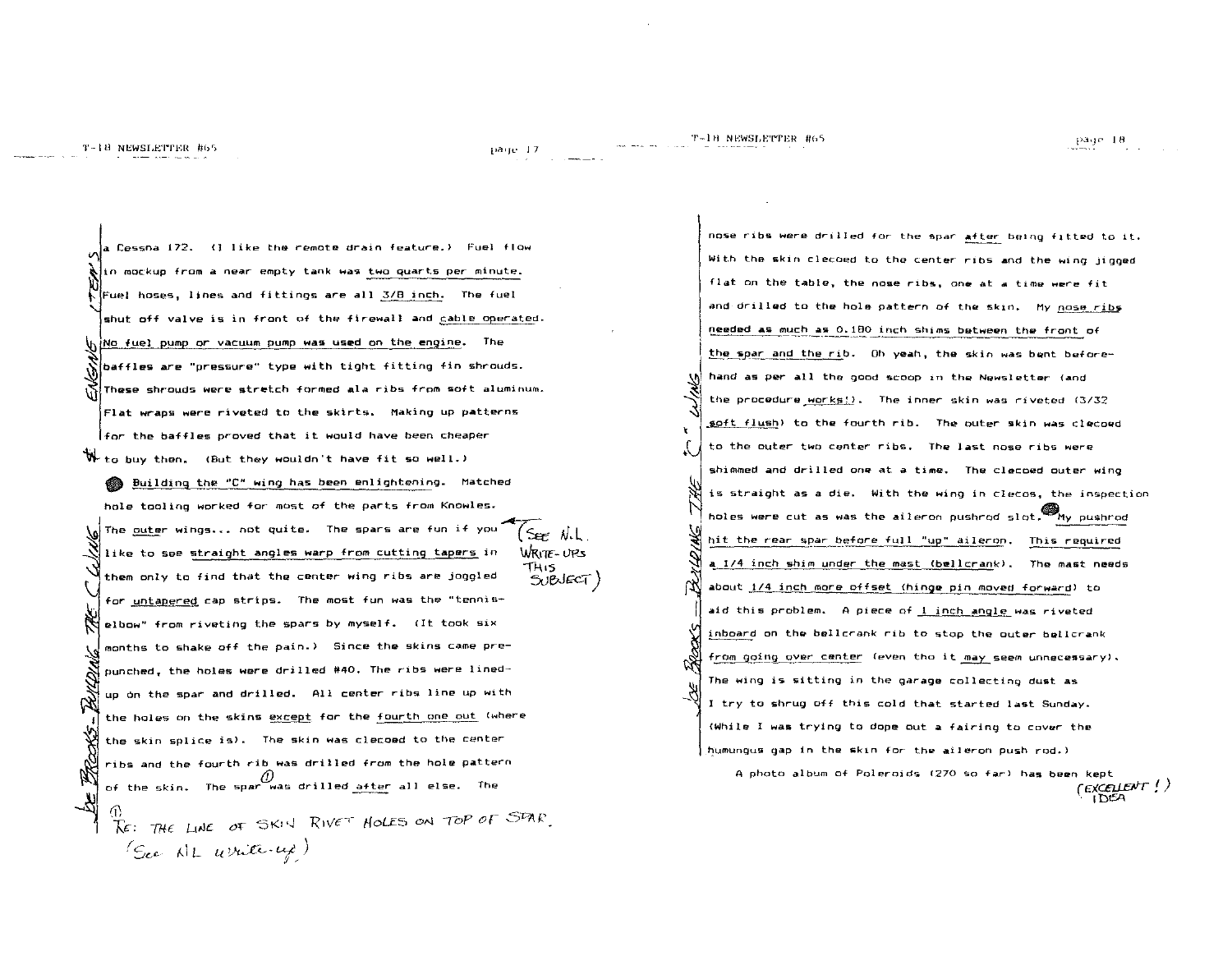a Cessna 172. (I like the remote drain feature.) Fuel flow in mockup from a near empty tank was two quarts per minute. Fuel hoses, lines and fittings are all 3/8 inch. The fuel shut off valve is in front of the firewall and cable operated. No fuel pump or vacuum pump was used on the engine. The baffles are "pressure" type with tight fitting fin shrouds. These shrouds were stretch formed ala ribs from soft aluminum. Flat wraps were riveted to the skirts. Making up patterns for the baffles proved that it would have been cheaper to buy them. (But they wouldn't have fit so well.)

*(Margin note: ENGINE ITEMS)*

Building the "C" wing has been enlightening. Matched hole tooling worked for most of the parts from Knowles. The outer wings... not quite. The spars are fun if you like to see straight angles warp from cutting tapers in them only to find that the center wing ribs are joggled for untapered cap strips. The most fun was the "tennis-elbow" from riveting the spars by myself. (It took six months to shake off the pain.) Since the skins came pre-punched, the holes were drilled #40. The ribs were lined-up on the spar and drilled. All center ribs line up with the holes on the skins except for the fourth one out (where the skin splice is). The skin was clecoed to the center ribs and the fourth rib was drilled from the hole pattern of the skin. The spar[1] was drilled after all else. The nose ribs were drilled for the spar after being fitted to it. With the skin clecoed to the center ribs and the wing jigged flat on the table, the nose ribs, one at a time were fit and drilled to the hole pattern of the skin. My nose ribs needed as much as 0.180 inch shims between the front of the spar and the rib. Oh yeah, the skin was bent beforehand as per all the good scoop in the Newsletter (and the procedure works!). The inner skin was riveted (3/32 soft flush) to the fourth rib. The outer skin was clecoed to the outer two center ribs. The last nose ribs were shimmed and drilled one at a time. The clecoed outer wing is straight as a die. With the wing in clecos, the inspection holes were cut as was the aileron pushrod slot. My pushrod hit the rear spar before full "up" aileron. This required a 1/4 inch shim under the mast (bellcrank). The mast needs about 1/4 inch more offset (hinge pin moved forward) to aid this problem. A piece of 1 inch angle was riveted inboard on the bellcrank rib to stop the outer bellcrank from going over center (even tho it may seem unnecessary). The wing is sitting in the garage collecting dust as I try to shrug off this cold that started last Sunday. (While I was trying to dope out a fairing to cover the humungus gap in the skin for the aileron push rod.)

*(Margin notes: JOE BROOKS – BUILDING THE "C" WING; (SEE N.L. WRITE-UPS THIS SUBJECT))*

[1] RE: THE LINE OF SKIN RIVET HOLES ON TOP OF SPAR. (See NL write-up)

A photo album of Poleroids (270 so far) has been kept *(EXCELLENT! IDEA)*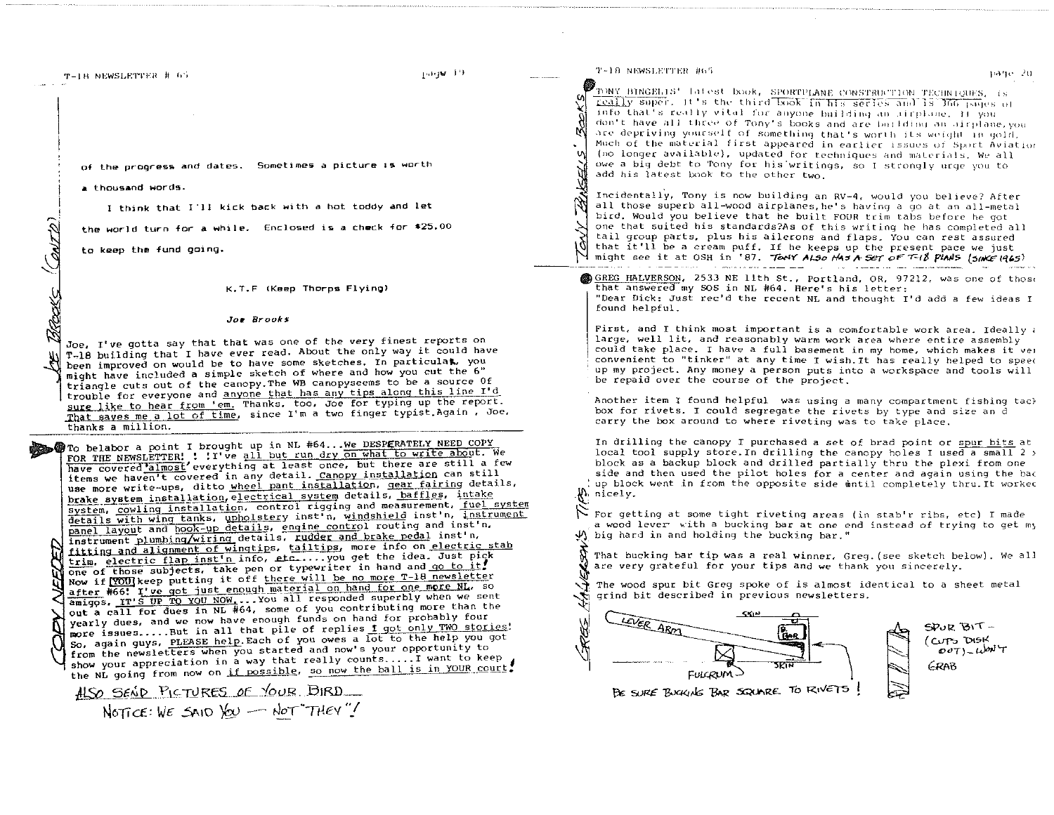of the progress and dates. Sometimes a picture is worth a thousand words.

I think that I'll kick back with a hot toddy and let the world turn for a while. Enclosed is a check for $25.00 to keep the fund going.

K.T.F (Keep Thorps Flying)

*Joe Brooks*

Joe, I've gotta say that that was one of the very finest reports on T-18 building that I have ever read. About the only way it could have been improved on would be to have some sketches. In particular, you might have included a simple sketch of where and how you cut the 6" triangle cuts out of the canopy. The WB canopy seems to be a source of trouble for everyone and anyone that has any tips along this line I'd sure like to hear from 'em. Thanks, too, Joe for typing up the report. That saves me a lot of time, since I'm a two finger typist. Again, Joe, thanks a million.

*JOE BROOKS (CONT'D)*

To belabor a point I brought up in NL #64...We DESPERATELY NEED COPY FOR THE NEWSLETTER! ! I've all but run dry on what to write about. We have covered 'almost' everything at least once, but there are still a few items we haven't covered in any detail. Canopy installation can still use more write-ups, ditto wheel pant installation, gear fairing details, brake system installation, electrical system details, baffles, intake system, cowling installation, control rigging and measurement, fuel system details with wing tanks, upholstery inst'n, windshield inst'n, instrument panel layout and hook-up details, engine control routing and inst'n, instrument plumbing/wiring details, rudder and brake pedal inst'n, fitting and alignment of wingtips, tailtips, more info on electric stab trim, electric flap inst'n info, etc.....you get the idea. Just pick one of those subjects, take pen or typewriter in hand and go to it! Now if YOU keep putting it off there will be no more T-18 newsletter after #66! I've got just enough material on hand for one more NL, so amigos, IT'S UP TO YOU NOW....You all responded superbly when we sent out a call for dues in NL #64, some of you contributing more than the yearly dues, and we now have enough funds on hand for probably four more issues.....But in all that pile of replies I got only TWO stories! So, again guys, PLEASE help. Each of you owes a lot to the help you got from the newsletters when you started and now's your opportunity to show your appreciation in a way that really counts.....I want to keep the NL going from now on if possible, so now the ball is in YOUR court!

ALSO SEND PICTURES OF YOUR BIRD

NOTICE: WE SAID YOU — NOT "THEY"!

*COPY NEEDED*

TONY BINGELIS' latest book, SPORTPLANE CONSTRUCTION TECHNIQUES, is really super. It's the third book in his series and is 366 pages of info that's really vital for anyone building an airplane. If you don't have all three of Tony's books and are building an airplane, you are depriving yourself of something that's worth its weight in gold. Much of the material first appeared in earlier issues of Sport Aviation (no longer available), updated for techniques and materials. We all owe a big debt to Tony for his writings, so I strongly urge you to add his latest book to the other two.

Incidentally, Tony is now building an RV-4, would you believe? After all those superb all-wood airplanes, he's having a go at an all-metal bird. Would you believe that he built FOUR trim tabs before he got one that suited his standards? As of this writing he has completed all tail group parts, plus his ailerons and flaps. You can rest assured that it'll be a cream puff. If he keeps up the present pace we just might see it at OSH in '87. TONY ALSO HAS A SET OF T-18 PLANS (SINCE 1965)

*TONY BINGELIS' BOOKS*

GREG HALVERSON, 2533 NE 11th St., Portland, OR, 97212, was one of those that answered my SOS in NL #64. Here's his letter:

"Dear Dick: Just rec'd the recent NL and thought I'd add a few ideas I found helpful.

First, and I think most important is a comfortable work area. Ideally a large, well lit, and reasonably warm work area where entire assembly could take place. I have a full basement in my home, which makes it very convenient to "tinker" at any time I wish. It has really helped to speed up my project. Any money a person puts into a workspace and tools will be repaid over the course of the project.

Another item I found helpful was using a many compartment fishing tackle box for rivets. I could segregate the rivets by type and size and carry the box around to where riveting was to take place.

In drilling the canopy I purchased a set of brad point or spur bits at local tool supply store. In drilling the canopy holes I used a small 2 x block as a backup block and drilled partially thru the plexi from one side and then used the pilot holes for a center and again using the backup block went in from the opposite side until completely thru. It worked nicely.

For getting at some tight riveting areas (in stab'r ribs, etc) I made a wood lever with a bucking bar at one end instead of trying to get my big hand in and holding the bucking bar."

That bucking bar tip was a real winner, Greg. (see sketch below). We all are very grateful for your tips and we thank you sincerely.

The wood spur bit Greg spoke of is almost identical to a sheet metal grind bit described in previous newsletters.

LEVER ARM — SKIN — BAR — SKIN — FULCRUM

BE SURE BUCKING BAR SQUARE TO RIVETS!

SPUR BIT — (CUTS DISK OUT) — WON'T GRAB

*GREG HALVERSON'S TIPS*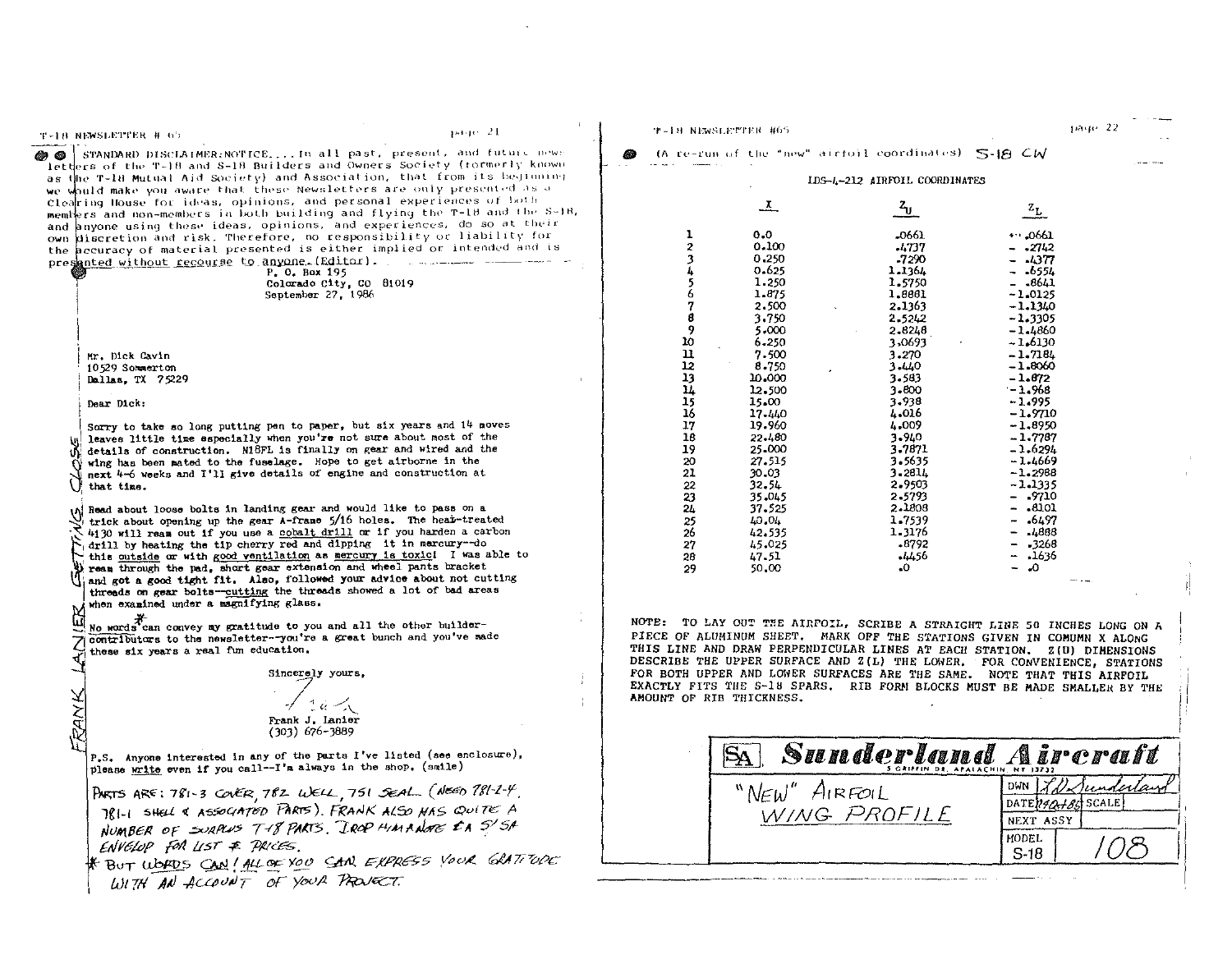STANDARD DISCLAIMER:NOTICE....In all past, present, and future newsletters of the T-18 and S-18 Builders and Owners Society (formerly known as the T-18 Mutual Aid Society) and Association, that from its beginning we would make you aware that these Newsletters are only presented as a Clearing House for ideas, opinions, and personal experiences of both members and non-members in both building and flying the T-18 and the S-18, and anyone using these ideas, opinions, and experiences, do so at their own discretion and risk. Therefore, no responsibility or liability for the accuracy of material presented is either implied or intended and is presented without recourse to anyone. (Editor).

P. O. Box 195
Colorado City, CO 81019
September 27, 1986

Mr. Dick Gavin
10529 Sommerton
Dallas, TX 75229

Dear Dick:

Sorry to take so long putting pen to paper, but six years and 14 moves leaves little time especially when you're not sure about most of the details of construction. N18FL is finally on gear and wired and the wing has been mated to the fuselage. Hope to get airborne in the next 4-6 weeks and I'll give details of engine and construction at that time.

Read about loose bolts in landing gear and would like to pass on a trick about opening up the gear A-frame 5/16 holes. The heat-treated 4130 will ream out if you use a cobalt drill or if you harden a carbon drill by heating the tip cherry red and dipping it in mercury--do this outside or with good ventilation as mercury is toxic! I was able to ream through the pad, short gear extension and wheel pants bracket and got a good tight fit. Also, followed your advice about not cutting threads on gear bolts--cutting the threads showed a lot of bad areas when examined under a magnifying glass.

No words* can convey my gratitude to you and all the other builder-contributors to the newsletter--you're a great bunch and you've made these six years a real fun education.

Sincerely yours,

Frank J. Lanier
(303) 676-3889

P.S. Anyone interested in any of the parts I've listed (see enclosure), please write even if you call--I'm always in the shop. (smile)

PARTS ARE: 781-3 COVER, 782 WELL, 751 SEAL (NEED 781-2-4. 781-1 SHELL & ASSOCIATED PARTS). FRANK ALSO HAS QUITE A NUMBER OF SURPLUS T-18 PARTS. DROP HIM A NOTE & A SASE ENVELOP FOR LIST & PRICES.

\* BUT WORDS CAN! ALL OF YOU CAN EXPRESS YOUR GRATITUDE WITH AN ACCOUNT OF YOUR PROJECT.

FRANK LANIER GETTING CLOSE

(A re-run of the "new" airfoil coordinates) S-18 CW

LDS-4-212 AIRFOIL COORDINATES

| | X | $Z_U$ | $Z_L$ |
|---|---|---|---|
| 1 | 0.0 | .0661 | +.0661 |
| 2 | 0.100 | .4737 | -.2742 |
| 3 | 0.250 | .7290 | -.4377 |
| 4 | 0.625 | 1.1364 | -.6554 |
| 5 | 1.250 | 1.5750 | -.8641 |
| 6 | 1.875 | 1.8881 | -1.0125 |
| 7 | 2.500 | 2.1363 | -1.1340 |
| 8 | 3.750 | 2.5242 | -1.3305 |
| 9 | 5.000 | 2.8248 | -1.4860 |
| 10 | 6.250 | 3.0693 | -1.6130 |
| 11 | 7.500 | 3.270 | -1.7184 |
| 12 | 8.750 | 3.440 | -1.8060 |
| 13 | 10.000 | 3.583 | -1.872 |
| 14 | 12.500 | 3.800 | -1.968 |
| 15 | 15.00 | 3.938 | -1.995 |
| 16 | 17.440 | 4.016 | -1.9710 |
| 17 | 19.960 | 4.009 | -1.8950 |
| 18 | 22.480 | 3.940 | -1.7787 |
| 19 | 25.000 | 3.7871 | -1.6294 |
| 20 | 27.515 | 3.5635 | -1.4669 |
| 21 | 30.03 | 3.2814 | -1.2988 |
| 22 | 32.54 | 2.9503 | -1.1335 |
| 23 | 35.045 | 2.5793 | -.9710 |
| 24 | 37.525 | 2.1808 | -.8101 |
| 25 | 40.04 | 1.7539 | -.6497 |
| 26 | 42.535 | 1.3176 | -.4888 |
| 27 | 45.025 | .8792 | -.3268 |
| 28 | 47.51 | .4456 | -.1636 |
| 29 | 50.00 | .0 | -.0 |

NOTE: TO LAY OUT THE AIRFOIL, SCRIBE A STRAIGHT LINE 50 INCHES LONG ON A PIECE OF ALUMINUM SHEET. MARK OFF THE STATIONS GIVEN IN COMUMN X ALONG THIS LINE AND DRAW PERPENDICULAR LINES AT EACH STATION. Z(U) DIMENSIONS DESCRIBE THE UPPER SURFACE AND Z(L) THE LOWER. FOR CONVENIENCE, STATIONS FOR BOTH UPPER AND LOWER SURFACES ARE THE SAME. NOTE THAT THIS AIRFOIL EXACTLY FITS THE S-18 SPARS. RIB FORM BLOCKS MUST BE MADE SMALLER BY THE AMOUNT OF RIB THICKNESS.

**SA Sunderland Aircraft**
5 GRIFFIN DR. APALACHIN, NY 13732

| "NEW" AIRFOIL WING PROFILE | DWN: L.D. Sunderland | |
|---|---|---|
| | DATE: 10-4-86 | SCALE |
| | NEXT ASSY | |
| | MODEL S-18 | 108 |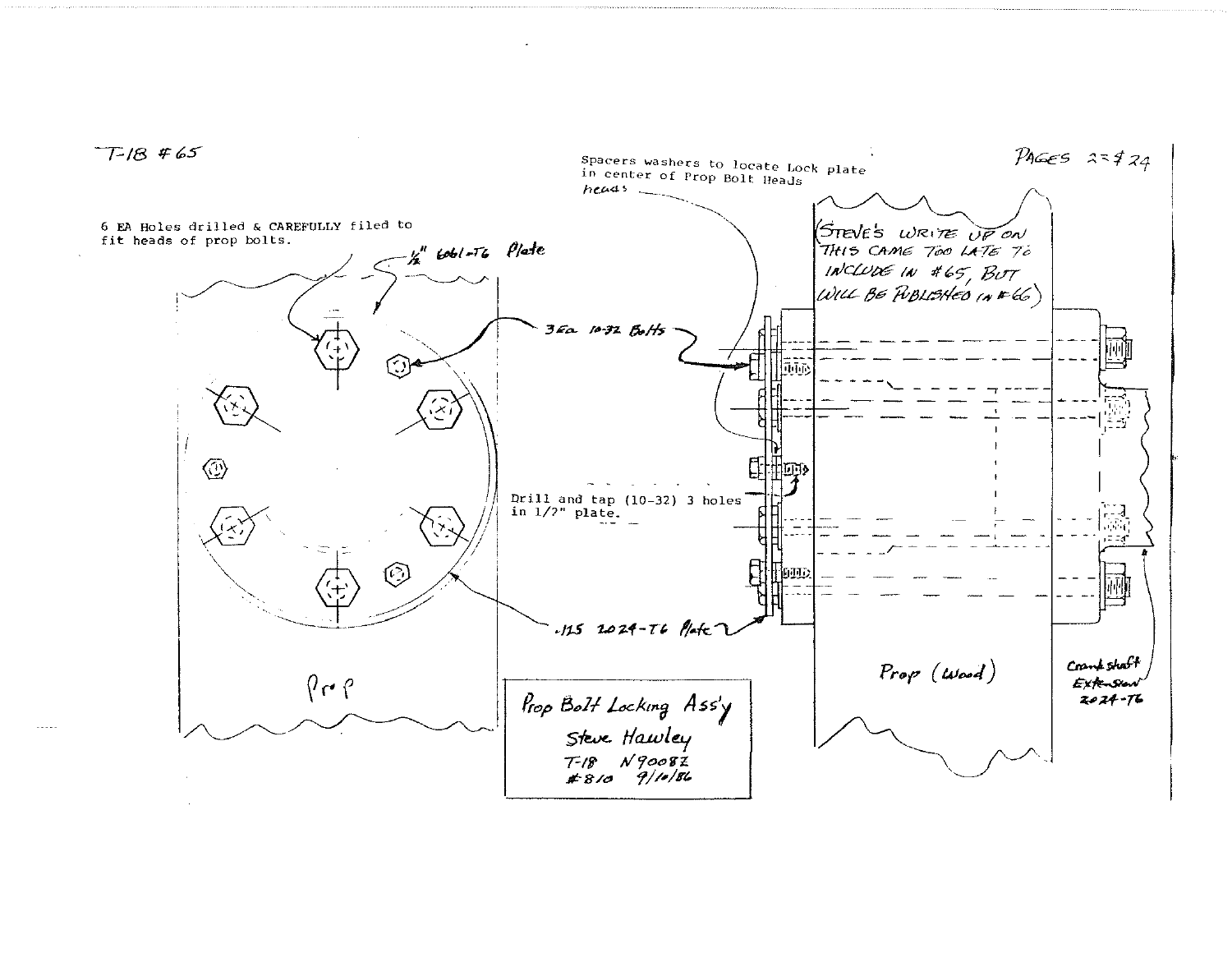T-18 #65

PAGES 23 & 24

6 EA Holes drilled & CAREFULLY filed to fit heads of prop bolts.

1/2" 6061-T6 Plate

3 Ea 10-32 Bolts

Spacers washers to locate Lock plate in center of Prop Bolt Heads heads

(STEVE'S WRITE UP ON THIS CAME TOO LATE TO INCLUDE IN #65, BUT WILL BE PUBLISHED IN #66)

Drill and tap (10-32) 3 holes in 1/2" plate.

.125 2024-T6 Plate

Prop

Prop (Wood)

Crankshaft Extension 2024-T6

Prop Bolt Locking Ass'y
Steve Hawley
T-18 N9008Z
#810 9/10/86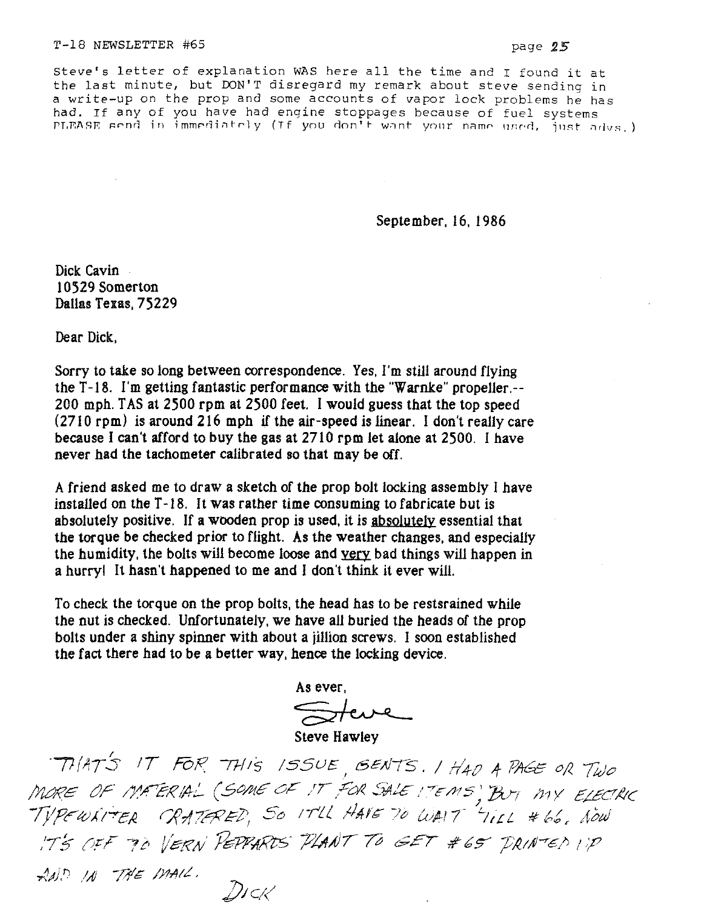Steve's letter of explanation WAS here all the time and I found it at the last minute, but DON'T disregard my remark about steve sending in a write-up on the prop and some accounts of vapor lock problems he has had. If any of you have had engine stoppages because of fuel systems PLEASE send in immediately (If you don't want your name used, just advs.)

September, 16, 1986

Dick Cavin
10529 Somerton
Dallas Texas, 75229

Dear Dick,

Sorry to take so long between correspondence. Yes, I'm still around flying the T-18. I'm getting fantastic performance with the "Warnke" propeller.-- 200 mph. TAS at 2500 rpm at 2500 feet. I would guess that the top speed (2710 rpm) is around 216 mph if the air-speed is linear. I don't really care because I can't afford to buy the gas at 2710 rpm let alone at 2500. I have never had the tachometer calibrated so that may be off.

A friend asked me to draw a sketch of the prop bolt locking assembly I have installed on the T-18. It was rather time consuming to fabricate but is absolutely positive. If a wooden prop is used, it is absolutely essential that the torque be checked prior to flight. As the weather changes, and especially the humidity, the bolts will become loose and very bad things will happen in a hurry! It hasn't happened to me and I don't think it ever will.

To check the torque on the prop bolts, the head has to be restsrained while the nut is checked. Unfortunately, we have all buried the heads of the prop bolts under a shiny spinner with about a jillion screws. I soon established the fact there had to be a better way, hence the locking device.

As ever,

Steve

Steve Hawley

THAT'S IT FOR THIS ISSUE, GENTS. I HAD A PAGE OR TWO MORE OF MATERIAL (SOME OF IT FOR SALE ITEMS), BUT MY ELECTRIC TYPEWRITER CRATERED, SO IT'LL HAVE TO WAIT 'TILL #66. NOW IT'S OFF TO VERN PEPPARDS PLANT TO GET #65 PRINTED UP AND IN THE MAIL.

DICK